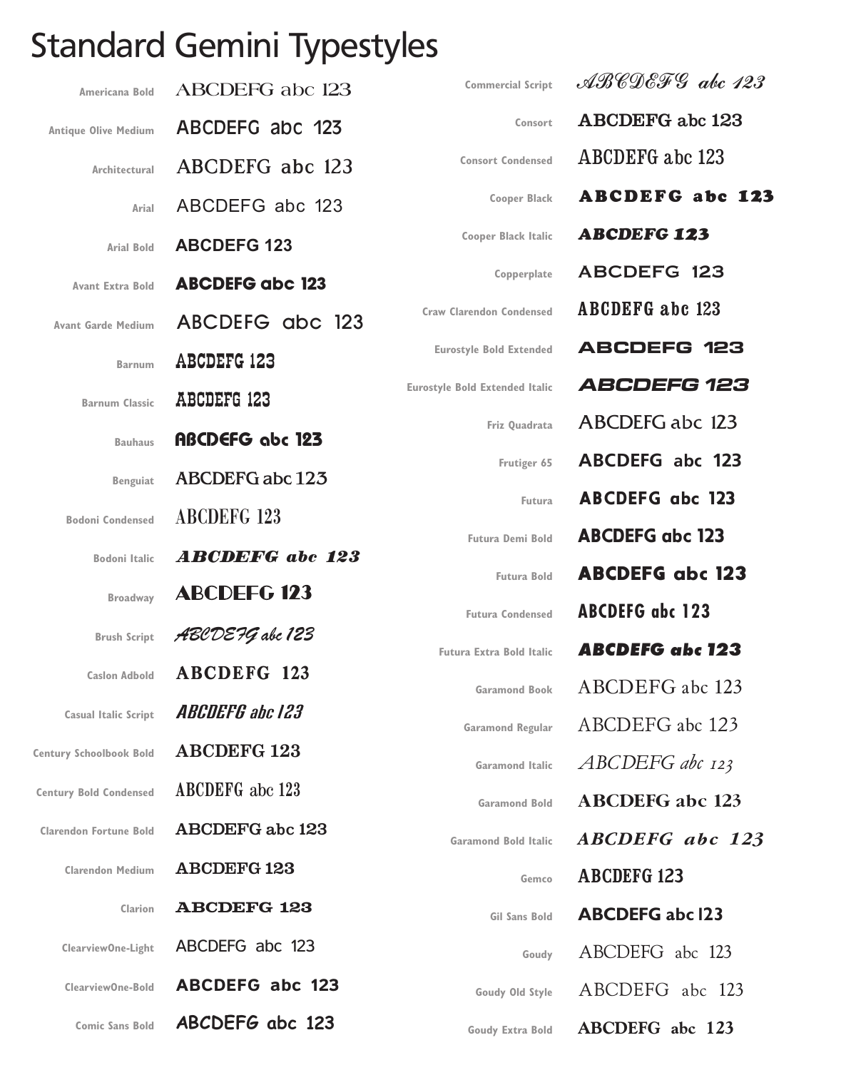# Standard Gemini Typestyles

| Typestyle | Sample |
|---|---|
| Americana Bold | ABCDEFG abc 123 |
| Antique Olive Medium | ABCDEFG abc 123 |
| Architectural | ABCDEFG abc 123 |
| Arial | ABCDEFG abc 123 |
| Arial Bold | ABCDEFG 123 |
| Avant Extra Bold | ABCDEFG abc 123 |
| Avant Garde Medium | ABCDEFG abc 123 |
| Barnum | ABCDEFG 123 |
| Barnum Classic | ABCDEFG 123 |
| Bauhaus | ABCDEFG abc 123 |
| Benguiat | ABCDEFG abc 123 |
| Bodoni Condensed | ABCDEFG 123 |
| Bodoni Italic | ABCDEFG abc 123 |
| Broadway | ABCDEFG 123 |
| Brush Script | ABCDEFG abc 123 |
| Caslon Adbold | ABCDEFG 123 |
| Casual Italic Script | ABCDEFG abc 123 |
| Century Schoolbook Bold | ABCDEFG 123 |
| Century Bold Condensed | ABCDEFG abc 123 |
| Clarendon Fortune Bold | ABCDEFG abc 123 |
| Clarendon Medium | ABCDEFG 123 |
| Clarion | ABCDEFG 123 |
| ClearviewOne-Light | ABCDEFG abc 123 |
| ClearviewOne-Bold | ABCDEFG abc 123 |
| Comic Sans Bold | ABCDEFG abc 123 |
| Commercial Script | ABCDEFG abc 123 |
| Consort | ABCDEFG abc 123 |
| Consort Condensed | ABCDEFG abc 123 |
| Cooper Black | ABCDEFG abc 123 |
| Cooper Black Italic | ABCDEFG 123 |
| Copperplate | ABCDEFG 123 |
| Craw Clarendon Condensed | ABCDEFG abc 123 |
| Eurostyle Bold Extended | ABCDEFG 123 |
| Eurostyle Bold Extended Italic | ABCDEFG 123 |
| Friz Quadrata | ABCDEFG abc 123 |
| Frutiger 65 | ABCDEFG abc 123 |
| Futura | ABCDEFG abc 123 |
| Futura Demi Bold | ABCDEFG abc 123 |
| Futura Bold | ABCDEFG abc 123 |
| Futura Condensed | ABCDEFG abc 123 |
| Futura Extra Bold Italic | ABCDEFG abc 123 |
| Garamond Book | ABCDEFG abc 123 |
| Garamond Regular | ABCDEFG abc 123 |
| Garamond Italic | ABCDEFG abc 123 |
| Garamond Bold | ABCDEFG abc 123 |
| Garamond Bold Italic | ABCDEFG abc 123 |
| Gemco | ABCDEFG 123 |
| Gil Sans Bold | ABCDEFG abc 123 |
| Goudy | ABCDEFG abc 123 |
| Goudy Old Style | ABCDEFG abc 123 |
| Goudy Extra Bold | ABCDEFG abc 123 |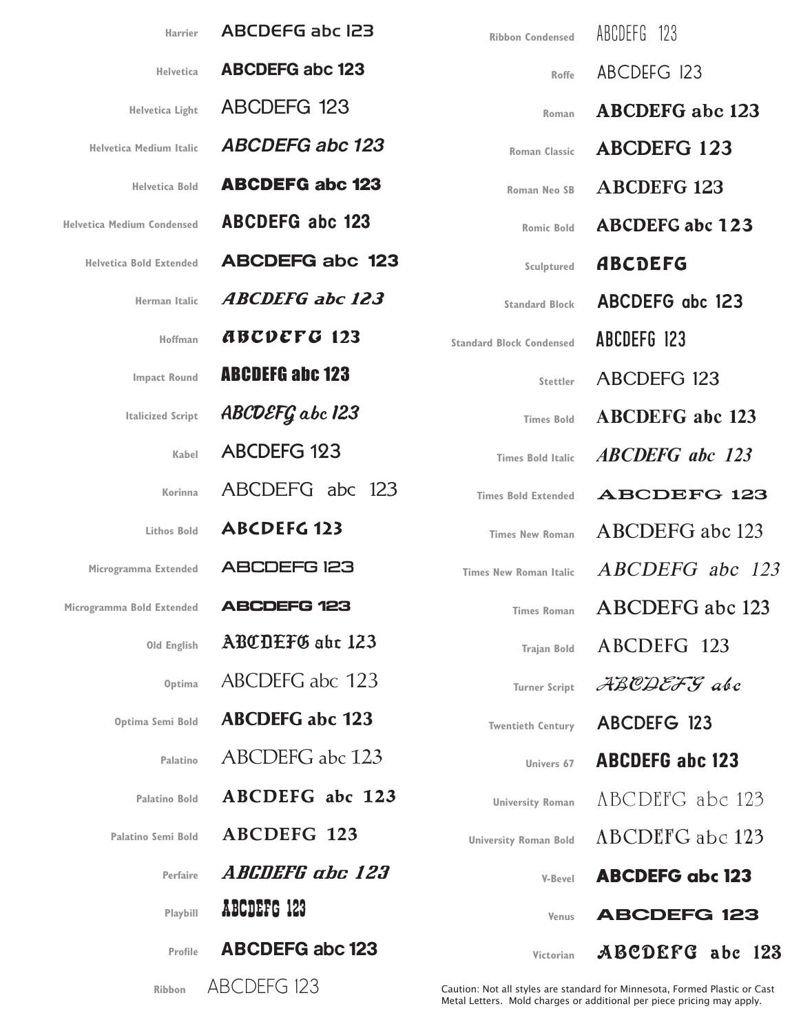| | |
|---|---|
| Harrier | ABCDEFG abc 123 |
| Helvetica | ABCDEFG abc 123 |
| Helvetica Light | ABCDEFG 123 |
| Helvetica Medium Italic | *ABCDEFG abc 123* |
| Helvetica Bold | **ABCDEFG abc 123** |
| Helvetica Medium Condensed | ABCDEFG abc 123 |
| Helvetica Bold Extended | **ABCDEFG abc 123** |
| Herman Italic | *ABCDEFG abc 123* |
| Hoffman | ABCDEFG 123 |
| Impact Round | ABCDEFG abc 123 |
| Italicized Script | *ABCDEFG abc 123* |
| Kabel | ABCDEFG 123 |
| Korinna | ABCDEFG abc 123 |
| Lithos Bold | ABCDEFG 123 |
| Microgramma Extended | ABCDEFG 123 |
| Microgramma Bold Extended | **ABCDEFG 123** |
| Old English | ABCDEFG abc 123 |
| Optima | ABCDEFG abc 123 |
| Optima Semi Bold | **ABCDEFG abc 123** |
| Palatino | ABCDEFG abc 123 |
| Palatino Bold | **ABCDEFG abc 123** |
| Palatino Semi Bold | **ABCDEFG 123** |
| Perfaire | *ABCDEFG abc 123* |
| Playbill | ABCDEFG 123 |
| Profile | ABCDEFG abc 123 |
| Ribbon | ABCDEFG 123 |
| Ribbon Condensed | ABCDEFG 123 |
| Roffe | ABCDEFG 123 |
| Roman | **ABCDEFG abc 123** |
| Roman Classic | ABCDEFG 123 |
| Roman Neo SB | ABCDEFG 123 |
| Romic Bold | **ABCDEFG abc 123** |
| Sculptured | ABCDEFG |
| Standard Block | ABCDEFG abc 123 |
| Standard Block Condensed | ABCDEFG 123 |
| Stettler | ABCDEFG 123 |
| Times Bold | **ABCDEFG abc 123** |
| Times Bold Italic | ***ABCDEFG abc 123*** |
| Times Bold Extended | **ABCDEFG 123** |
| Times New Roman | ABCDEFG abc 123 |
| Times New Roman Italic | *ABCDEFG abc 123* |
| Times Roman | ABCDEFG abc 123 |
| Trajan Bold | ABCDEFG 123 |
| Turner Script | *ABCDEFG abc* |
| Twentieth Century | ABCDEFG 123 |
| Univers 67 | **ABCDEFG abc 123** |
| University Roman | ABCDEFG abc 123 |
| University Roman Bold | ABCDEFG abc 123 |
| V-Bevel | **ABCDEFG abc 123** |
| Venus | **ABCDEFG 123** |
| Victorian | ABCDEFG abc 123 |

Caution: Not all styles are standard for Minnesota, Formed Plastic or Cast Metal Letters. Mold charges or additional per piece pricing may apply.